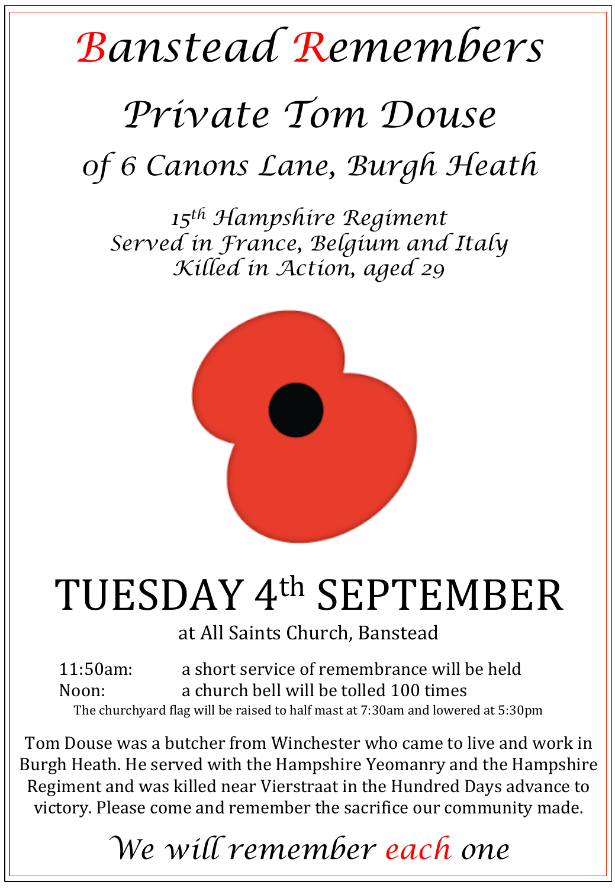# Banstead Remembers

## Private Tom Douse

## of 6 Canons Lane, Burgh Heath

*15th Hampshire Regiment*
*Served in France, Belgium and Italy*
*Killed in Action, aged 29*

# TUESDAY 4th SEPTEMBER

at All Saints Church, Banstead

11:50am: a short service of remembrance will be held
Noon: a church bell will be tolled 100 times

The churchyard flag will be raised to half mast at 7:30am and lowered at 5:30pm

Tom Douse was a butcher from Winchester who came to live and work in Burgh Heath. He served with the Hampshire Yeomanry and the Hampshire Regiment and was killed near Vierstraat in the Hundred Days advance to victory. Please come and remember the sacrifice our community made.

*We will remember each one*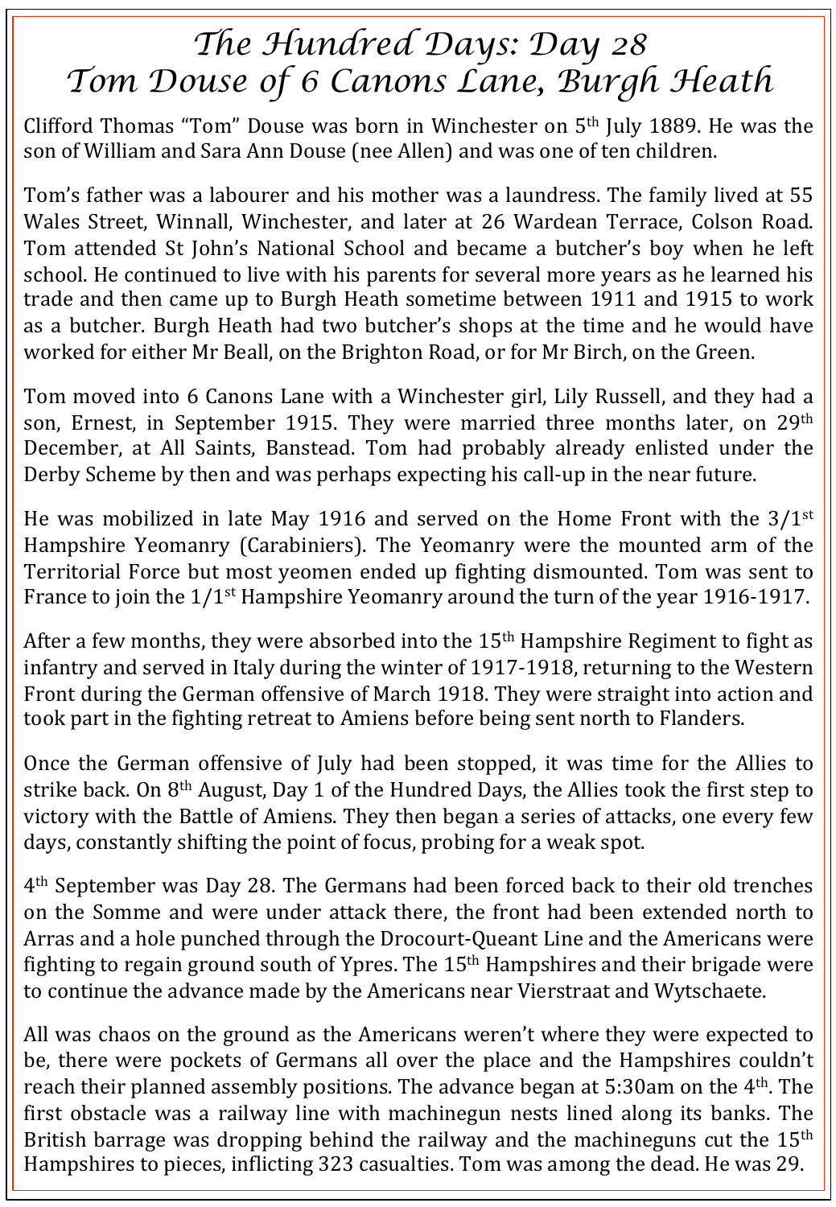# *The Hundred Days: Day 28*
# *Tom Douse of 6 Canons Lane, Burgh Heath*

Clifford Thomas "Tom" Douse was born in Winchester on 5th July 1889. He was the son of William and Sara Ann Douse (nee Allen) and was one of ten children.

Tom's father was a labourer and his mother was a laundress. The family lived at 55 Wales Street, Winnall, Winchester, and later at 26 Wardean Terrace, Colson Road. Tom attended St John's National School and became a butcher's boy when he left school. He continued to live with his parents for several more years as he learned his trade and then came up to Burgh Heath sometime between 1911 and 1915 to work as a butcher. Burgh Heath had two butcher's shops at the time and he would have worked for either Mr Beall, on the Brighton Road, or for Mr Birch, on the Green.

Tom moved into 6 Canons Lane with a Winchester girl, Lily Russell, and they had a son, Ernest, in September 1915. They were married three months later, on 29th December, at All Saints, Banstead. Tom had probably already enlisted under the Derby Scheme by then and was perhaps expecting his call-up in the near future.

He was mobilized in late May 1916 and served on the Home Front with the 3/1st Hampshire Yeomanry (Carabiniers). The Yeomanry were the mounted arm of the Territorial Force but most yeomen ended up fighting dismounted. Tom was sent to France to join the 1/1st Hampshire Yeomanry around the turn of the year 1916-1917.

After a few months, they were absorbed into the 15th Hampshire Regiment to fight as infantry and served in Italy during the winter of 1917-1918, returning to the Western Front during the German offensive of March 1918. They were straight into action and took part in the fighting retreat to Amiens before being sent north to Flanders.

Once the German offensive of July had been stopped, it was time for the Allies to strike back. On 8th August, Day 1 of the Hundred Days, the Allies took the first step to victory with the Battle of Amiens. They then began a series of attacks, one every few days, constantly shifting the point of focus, probing for a weak spot.

4th September was Day 28. The Germans had been forced back to their old trenches on the Somme and were under attack there, the front had been extended north to Arras and a hole punched through the Drocourt-Queant Line and the Americans were fighting to regain ground south of Ypres. The 15th Hampshires and their brigade were to continue the advance made by the Americans near Vierstraat and Wytschaete.

All was chaos on the ground as the Americans weren't where they were expected to be, there were pockets of Germans all over the place and the Hampshires couldn't reach their planned assembly positions. The advance began at 5:30am on the 4th. The first obstacle was a railway line with machinegun nests lined along its banks. The British barrage was dropping behind the railway and the machineguns cut the 15th Hampshires to pieces, inflicting 323 casualties. Tom was among the dead. He was 29.